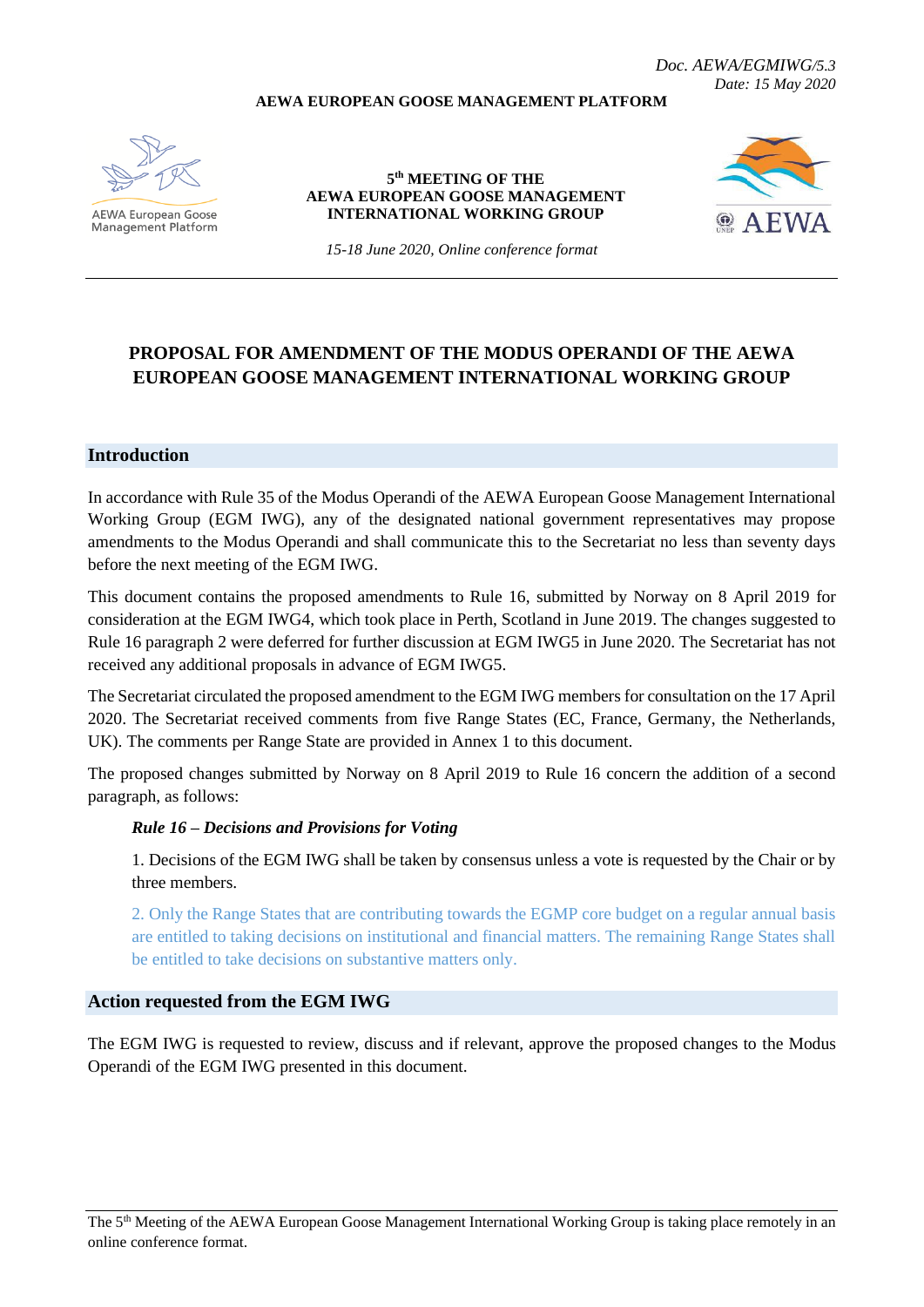Doc. AEWA/EGMIWG/5.3
Date: 15 May 2020

**AEWA EUROPEAN GOOSE MANAGEMENT PLATFORM**

**5th MEETING OF THE AEWA EUROPEAN GOOSE MANAGEMENT INTERNATIONAL WORKING GROUP**

*15-18 June 2020, Online conference format*

# PROPOSAL FOR AMENDMENT OF THE MODUS OPERANDI OF THE AEWA EUROPEAN GOOSE MANAGEMENT INTERNATIONAL WORKING GROUP

## Introduction

In accordance with Rule 35 of the Modus Operandi of the AEWA European Goose Management International Working Group (EGM IWG), any of the designated national government representatives may propose amendments to the Modus Operandi and shall communicate this to the Secretariat no less than seventy days before the next meeting of the EGM IWG.

This document contains the proposed amendments to Rule 16, submitted by Norway on 8 April 2019 for consideration at the EGM IWG4, which took place in Perth, Scotland in June 2019. The changes suggested to Rule 16 paragraph 2 were deferred for further discussion at EGM IWG5 in June 2020. The Secretariat has not received any additional proposals in advance of EGM IWG5.

The Secretariat circulated the proposed amendment to the EGM IWG members for consultation on the 17 April 2020. The Secretariat received comments from five Range States (EC, France, Germany, the Netherlands, UK). The comments per Range State are provided in Annex 1 to this document.

The proposed changes submitted by Norway on 8 April 2019 to Rule 16 concern the addition of a second paragraph, as follows:

> ***Rule 16 – Decisions and Provisions for Voting***
>
> 1. Decisions of the EGM IWG shall be taken by consensus unless a vote is requested by the Chair or by three members.
>
> 2. Only the Range States that are contributing towards the EGMP core budget on a regular annual basis are entitled to taking decisions on institutional and financial matters. The remaining Range States shall be entitled to take decisions on substantive matters only.

## Action requested from the EGM IWG

The EGM IWG is requested to review, discuss and if relevant, approve the proposed changes to the Modus Operandi of the EGM IWG presented in this document.

The 5th Meeting of the AEWA European Goose Management International Working Group is taking place remotely in an online conference format.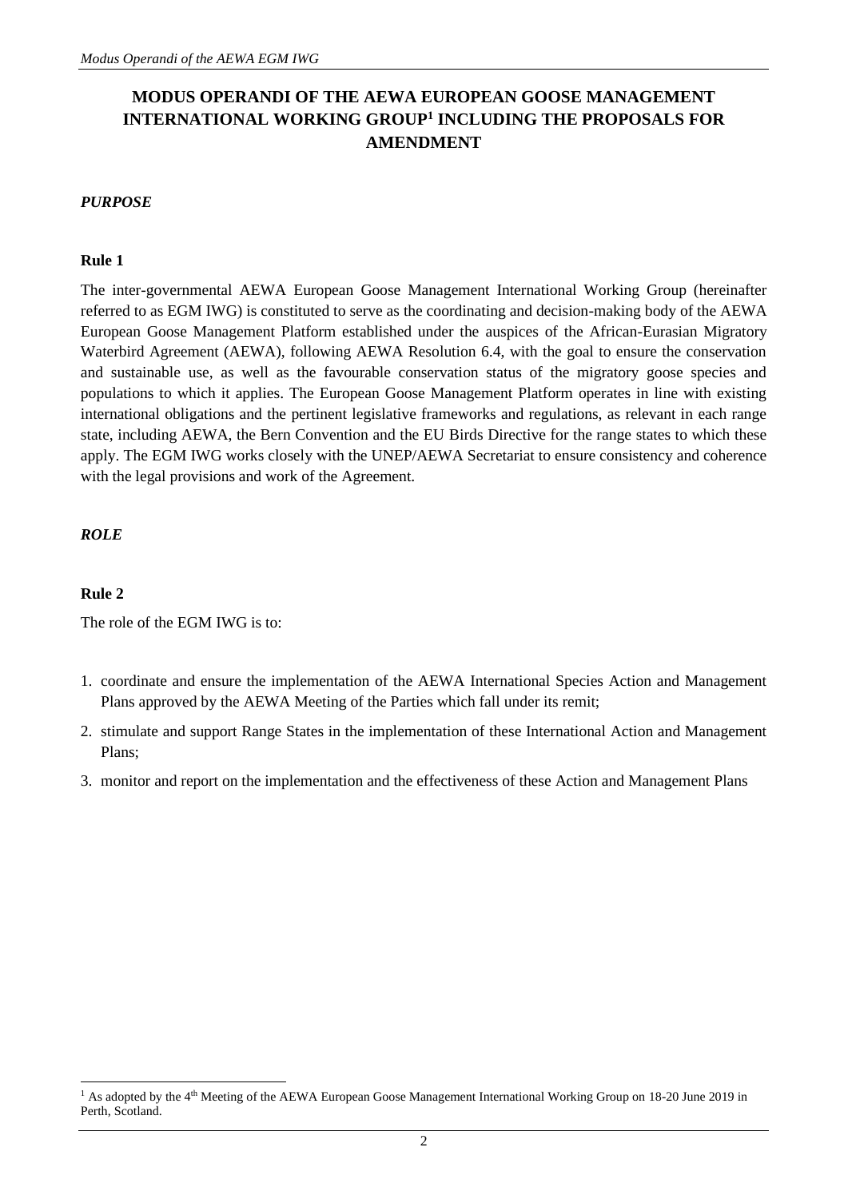# MODUS OPERANDI OF THE AEWA EUROPEAN GOOSE MANAGEMENT INTERNATIONAL WORKING GROUP[1] INCLUDING THE PROPOSALS FOR AMENDMENT

## *PURPOSE*

### Rule 1

The inter-governmental AEWA European Goose Management International Working Group (hereinafter referred to as EGM IWG) is constituted to serve as the coordinating and decision-making body of the AEWA European Goose Management Platform established under the auspices of the African-Eurasian Migratory Waterbird Agreement (AEWA), following AEWA Resolution 6.4, with the goal to ensure the conservation and sustainable use, as well as the favourable conservation status of the migratory goose species and populations to which it applies. The European Goose Management Platform operates in line with existing international obligations and the pertinent legislative frameworks and regulations, as relevant in each range state, including AEWA, the Bern Convention and the EU Birds Directive for the range states to which these apply. The EGM IWG works closely with the UNEP/AEWA Secretariat to ensure consistency and coherence with the legal provisions and work of the Agreement.

## *ROLE*

### Rule 2

The role of the EGM IWG is to:

1. coordinate and ensure the implementation of the AEWA International Species Action and Management Plans approved by the AEWA Meeting of the Parties which fall under its remit;
2. stimulate and support Range States in the implementation of these International Action and Management Plans;
3. monitor and report on the implementation and the effectiveness of these Action and Management Plans

---

[1] As adopted by the 4th Meeting of the AEWA European Goose Management International Working Group on 18-20 June 2019 in Perth, Scotland.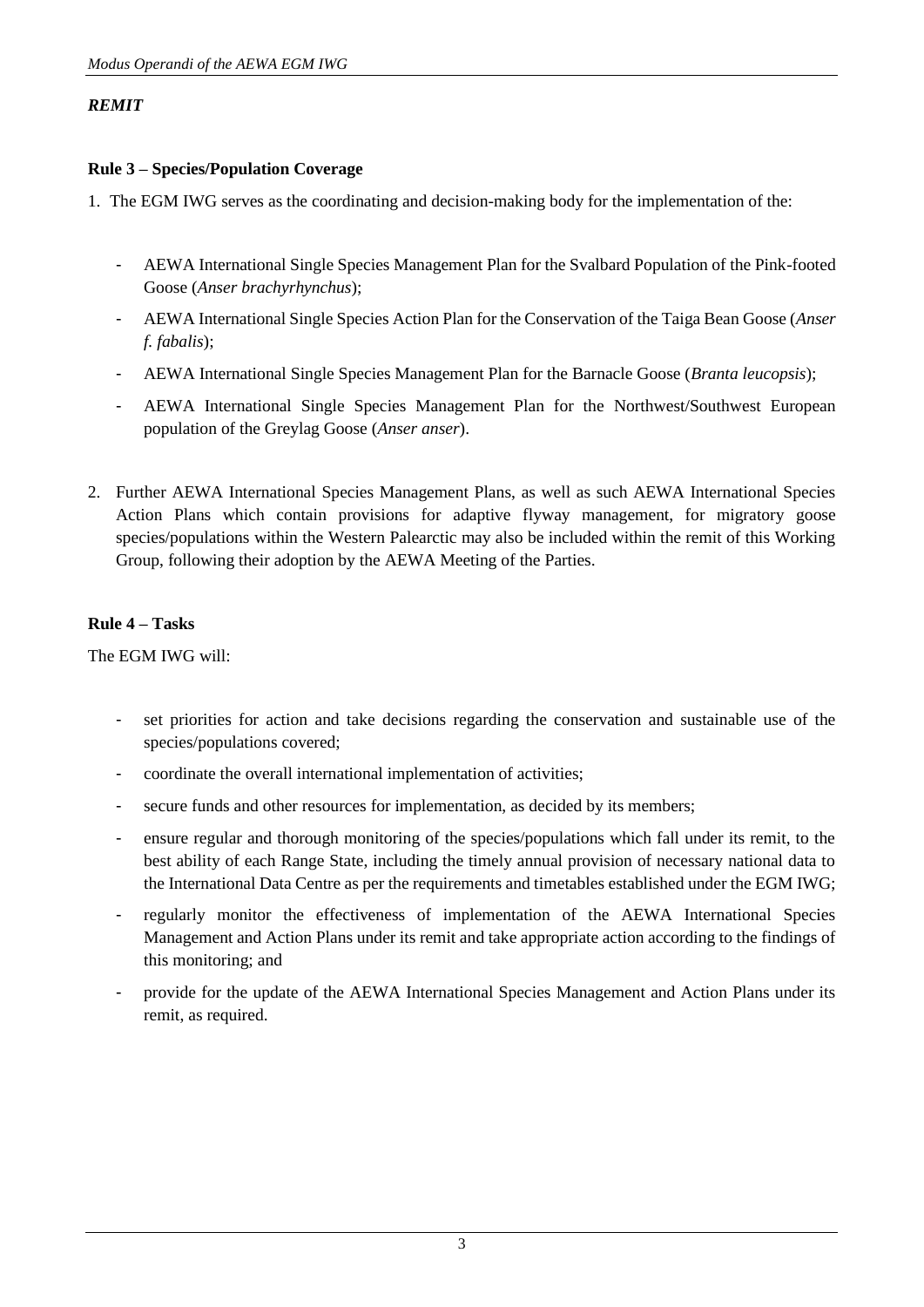***REMIT***

**Rule 3 – Species/Population Coverage**

1. The EGM IWG serves as the coordinating and decision-making body for the implementation of the:

   - AEWA International Single Species Management Plan for the Svalbard Population of the Pink-footed Goose (*Anser brachyrhynchus*);
   - AEWA International Single Species Action Plan for the Conservation of the Taiga Bean Goose (*Anser f. fabalis*);
   - AEWA International Single Species Management Plan for the Barnacle Goose (*Branta leucopsis*);
   - AEWA International Single Species Management Plan for the Northwest/Southwest European population of the Greylag Goose (*Anser anser*).

2. Further AEWA International Species Management Plans, as well as such AEWA International Species Action Plans which contain provisions for adaptive flyway management, for migratory goose species/populations within the Western Palearctic may also be included within the remit of this Working Group, following their adoption by the AEWA Meeting of the Parties.

**Rule 4 – Tasks**

The EGM IWG will:

- set priorities for action and take decisions regarding the conservation and sustainable use of the species/populations covered;
- coordinate the overall international implementation of activities;
- secure funds and other resources for implementation, as decided by its members;
- ensure regular and thorough monitoring of the species/populations which fall under its remit, to the best ability of each Range State, including the timely annual provision of necessary national data to the International Data Centre as per the requirements and timetables established under the EGM IWG;
- regularly monitor the effectiveness of implementation of the AEWA International Species Management and Action Plans under its remit and take appropriate action according to the findings of this monitoring; and
- provide for the update of the AEWA International Species Management and Action Plans under its remit, as required.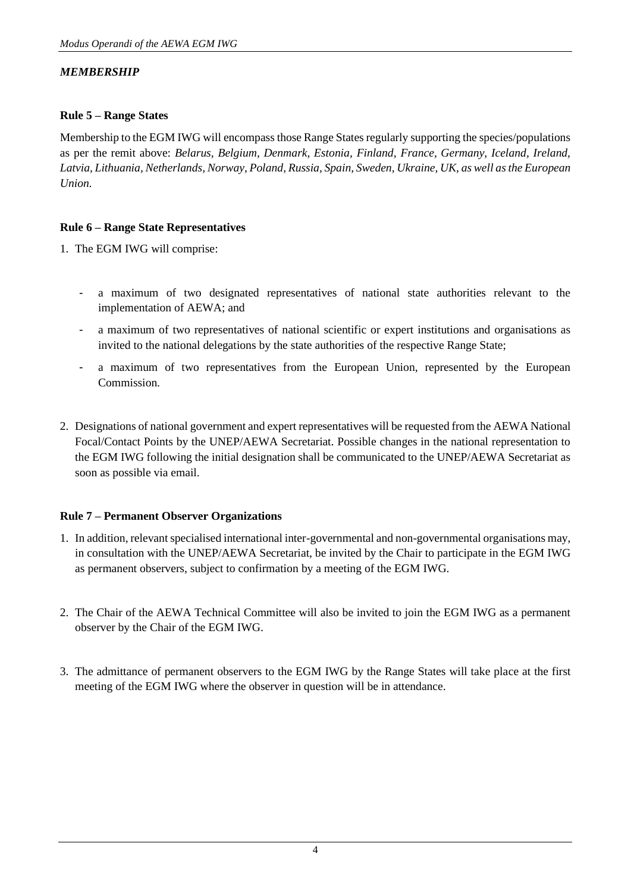*MEMBERSHIP*

**Rule 5 – Range States**

Membership to the EGM IWG will encompass those Range States regularly supporting the species/populations as per the remit above: *Belarus, Belgium, Denmark, Estonia, Finland, France, Germany, Iceland, Ireland, Latvia, Lithuania, Netherlands, Norway, Poland, Russia, Spain, Sweden, Ukraine, UK, as well as the European Union.*

**Rule 6 – Range State Representatives**

1. The EGM IWG will comprise:

   - a maximum of two designated representatives of national state authorities relevant to the implementation of AEWA; and
   - a maximum of two representatives of national scientific or expert institutions and organisations as invited to the national delegations by the state authorities of the respective Range State;
   - a maximum of two representatives from the European Union, represented by the European Commission.

2. Designations of national government and expert representatives will be requested from the AEWA National Focal/Contact Points by the UNEP/AEWA Secretariat. Possible changes in the national representation to the EGM IWG following the initial designation shall be communicated to the UNEP/AEWA Secretariat as soon as possible via email.

**Rule 7 – Permanent Observer Organizations**

1. In addition, relevant specialised international inter-governmental and non-governmental organisations may, in consultation with the UNEP/AEWA Secretariat, be invited by the Chair to participate in the EGM IWG as permanent observers, subject to confirmation by a meeting of the EGM IWG.

2. The Chair of the AEWA Technical Committee will also be invited to join the EGM IWG as a permanent observer by the Chair of the EGM IWG.

3. The admittance of permanent observers to the EGM IWG by the Range States will take place at the first meeting of the EGM IWG where the observer in question will be in attendance.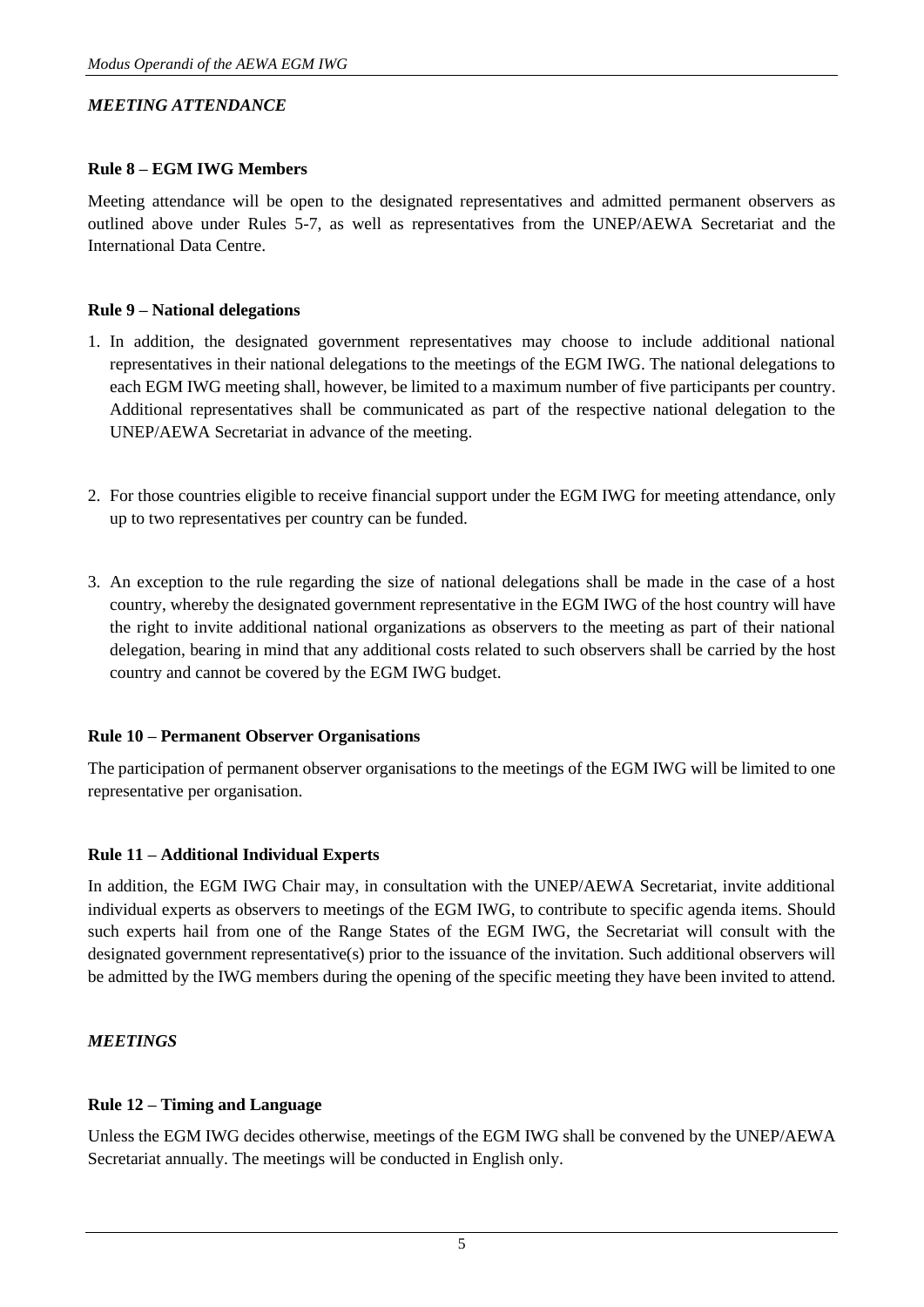*MEETING ATTENDANCE*

**Rule 8 – EGM IWG Members**

Meeting attendance will be open to the designated representatives and admitted permanent observers as outlined above under Rules 5-7, as well as representatives from the UNEP/AEWA Secretariat and the International Data Centre.

**Rule 9 – National delegations**

1. In addition, the designated government representatives may choose to include additional national representatives in their national delegations to the meetings of the EGM IWG. The national delegations to each EGM IWG meeting shall, however, be limited to a maximum number of five participants per country. Additional representatives shall be communicated as part of the respective national delegation to the UNEP/AEWA Secretariat in advance of the meeting.

2. For those countries eligible to receive financial support under the EGM IWG for meeting attendance, only up to two representatives per country can be funded.

3. An exception to the rule regarding the size of national delegations shall be made in the case of a host country, whereby the designated government representative in the EGM IWG of the host country will have the right to invite additional national organizations as observers to the meeting as part of their national delegation, bearing in mind that any additional costs related to such observers shall be carried by the host country and cannot be covered by the EGM IWG budget.

**Rule 10 – Permanent Observer Organisations**

The participation of permanent observer organisations to the meetings of the EGM IWG will be limited to one representative per organisation.

**Rule 11 – Additional Individual Experts**

In addition, the EGM IWG Chair may, in consultation with the UNEP/AEWA Secretariat, invite additional individual experts as observers to meetings of the EGM IWG, to contribute to specific agenda items. Should such experts hail from one of the Range States of the EGM IWG, the Secretariat will consult with the designated government representative(s) prior to the issuance of the invitation. Such additional observers will be admitted by the IWG members during the opening of the specific meeting they have been invited to attend.

*MEETINGS*

**Rule 12 – Timing and Language**

Unless the EGM IWG decides otherwise, meetings of the EGM IWG shall be convened by the UNEP/AEWA Secretariat annually. The meetings will be conducted in English only.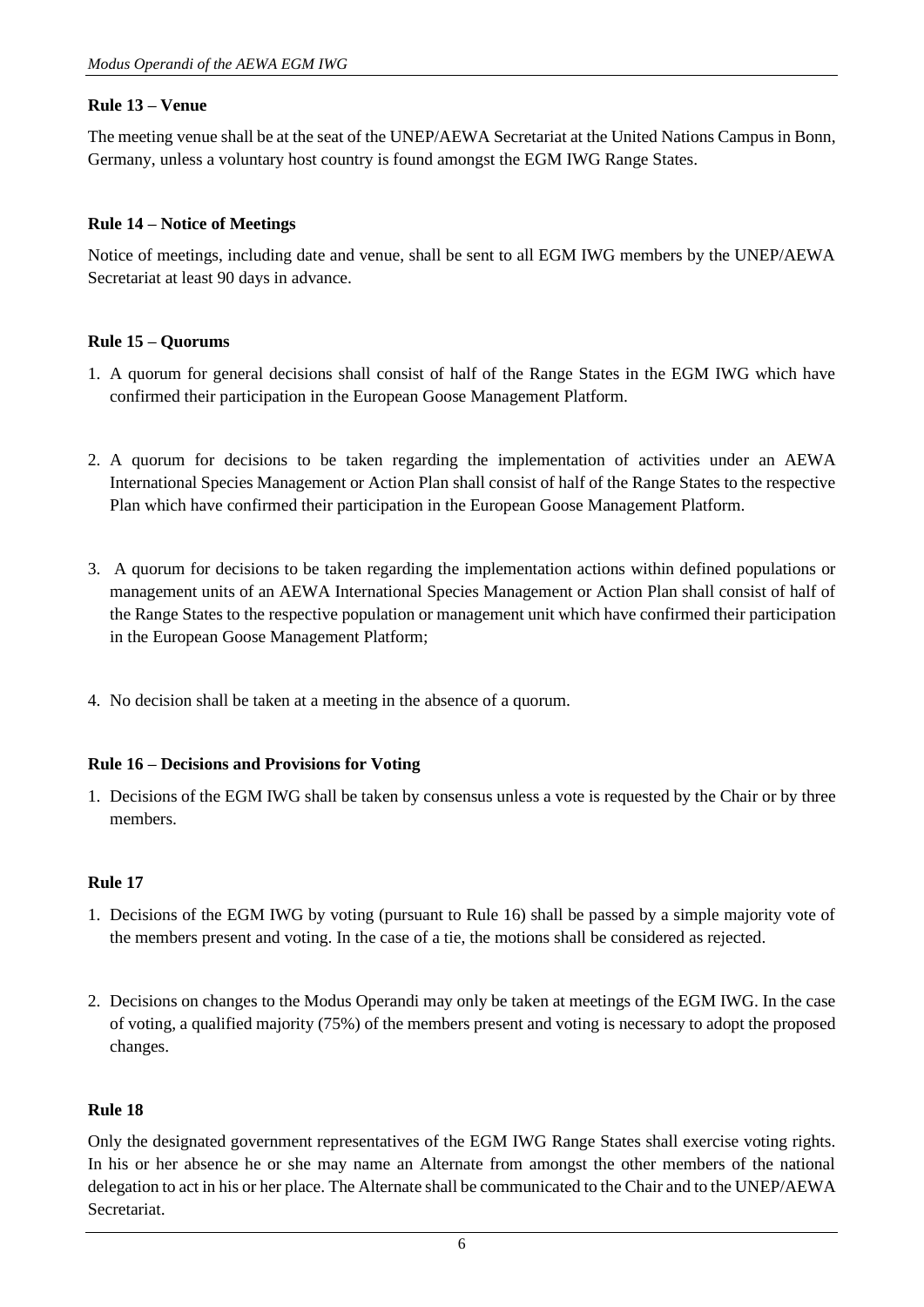**Rule 13 – Venue**

The meeting venue shall be at the seat of the UNEP/AEWA Secretariat at the United Nations Campus in Bonn, Germany, unless a voluntary host country is found amongst the EGM IWG Range States.

**Rule 14 – Notice of Meetings**

Notice of meetings, including date and venue, shall be sent to all EGM IWG members by the UNEP/AEWA Secretariat at least 90 days in advance.

**Rule 15 – Quorums**

1. A quorum for general decisions shall consist of half of the Range States in the EGM IWG which have confirmed their participation in the European Goose Management Platform.

2. A quorum for decisions to be taken regarding the implementation of activities under an AEWA International Species Management or Action Plan shall consist of half of the Range States to the respective Plan which have confirmed their participation in the European Goose Management Platform.

3. A quorum for decisions to be taken regarding the implementation actions within defined populations or management units of an AEWA International Species Management or Action Plan shall consist of half of the Range States to the respective population or management unit which have confirmed their participation in the European Goose Management Platform;

4. No decision shall be taken at a meeting in the absence of a quorum.

**Rule 16 – Decisions and Provisions for Voting**

1. Decisions of the EGM IWG shall be taken by consensus unless a vote is requested by the Chair or by three members.

**Rule 17**

1. Decisions of the EGM IWG by voting (pursuant to Rule 16) shall be passed by a simple majority vote of the members present and voting. In the case of a tie, the motions shall be considered as rejected.

2. Decisions on changes to the Modus Operandi may only be taken at meetings of the EGM IWG. In the case of voting, a qualified majority (75%) of the members present and voting is necessary to adopt the proposed changes.

**Rule 18**

Only the designated government representatives of the EGM IWG Range States shall exercise voting rights. In his or her absence he or she may name an Alternate from amongst the other members of the national delegation to act in his or her place. The Alternate shall be communicated to the Chair and to the UNEP/AEWA Secretariat.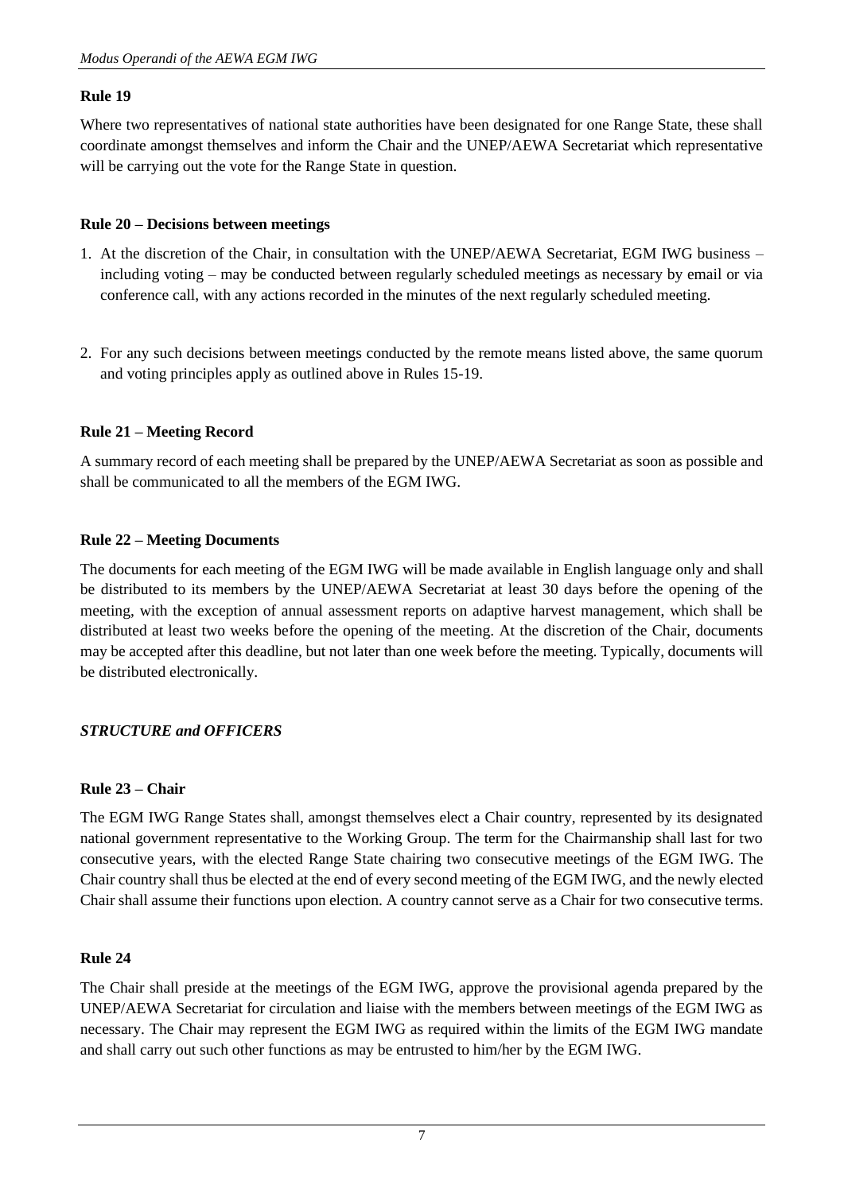**Rule 19**

Where two representatives of national state authorities have been designated for one Range State, these shall coordinate amongst themselves and inform the Chair and the UNEP/AEWA Secretariat which representative will be carrying out the vote for the Range State in question.

**Rule 20 – Decisions between meetings**

1. At the discretion of the Chair, in consultation with the UNEP/AEWA Secretariat, EGM IWG business – including voting – may be conducted between regularly scheduled meetings as necessary by email or via conference call, with any actions recorded in the minutes of the next regularly scheduled meeting.

2. For any such decisions between meetings conducted by the remote means listed above, the same quorum and voting principles apply as outlined above in Rules 15-19.

**Rule 21 – Meeting Record**

A summary record of each meeting shall be prepared by the UNEP/AEWA Secretariat as soon as possible and shall be communicated to all the members of the EGM IWG.

**Rule 22 – Meeting Documents**

The documents for each meeting of the EGM IWG will be made available in English language only and shall be distributed to its members by the UNEP/AEWA Secretariat at least 30 days before the opening of the meeting, with the exception of annual assessment reports on adaptive harvest management, which shall be distributed at least two weeks before the opening of the meeting. At the discretion of the Chair, documents may be accepted after this deadline, but not later than one week before the meeting. Typically, documents will be distributed electronically.

***STRUCTURE and OFFICERS***

**Rule 23 – Chair**

The EGM IWG Range States shall, amongst themselves elect a Chair country, represented by its designated national government representative to the Working Group. The term for the Chairmanship shall last for two consecutive years, with the elected Range State chairing two consecutive meetings of the EGM IWG. The Chair country shall thus be elected at the end of every second meeting of the EGM IWG, and the newly elected Chair shall assume their functions upon election. A country cannot serve as a Chair for two consecutive terms.

**Rule 24**

The Chair shall preside at the meetings of the EGM IWG, approve the provisional agenda prepared by the UNEP/AEWA Secretariat for circulation and liaise with the members between meetings of the EGM IWG as necessary. The Chair may represent the EGM IWG as required within the limits of the EGM IWG mandate and shall carry out such other functions as may be entrusted to him/her by the EGM IWG.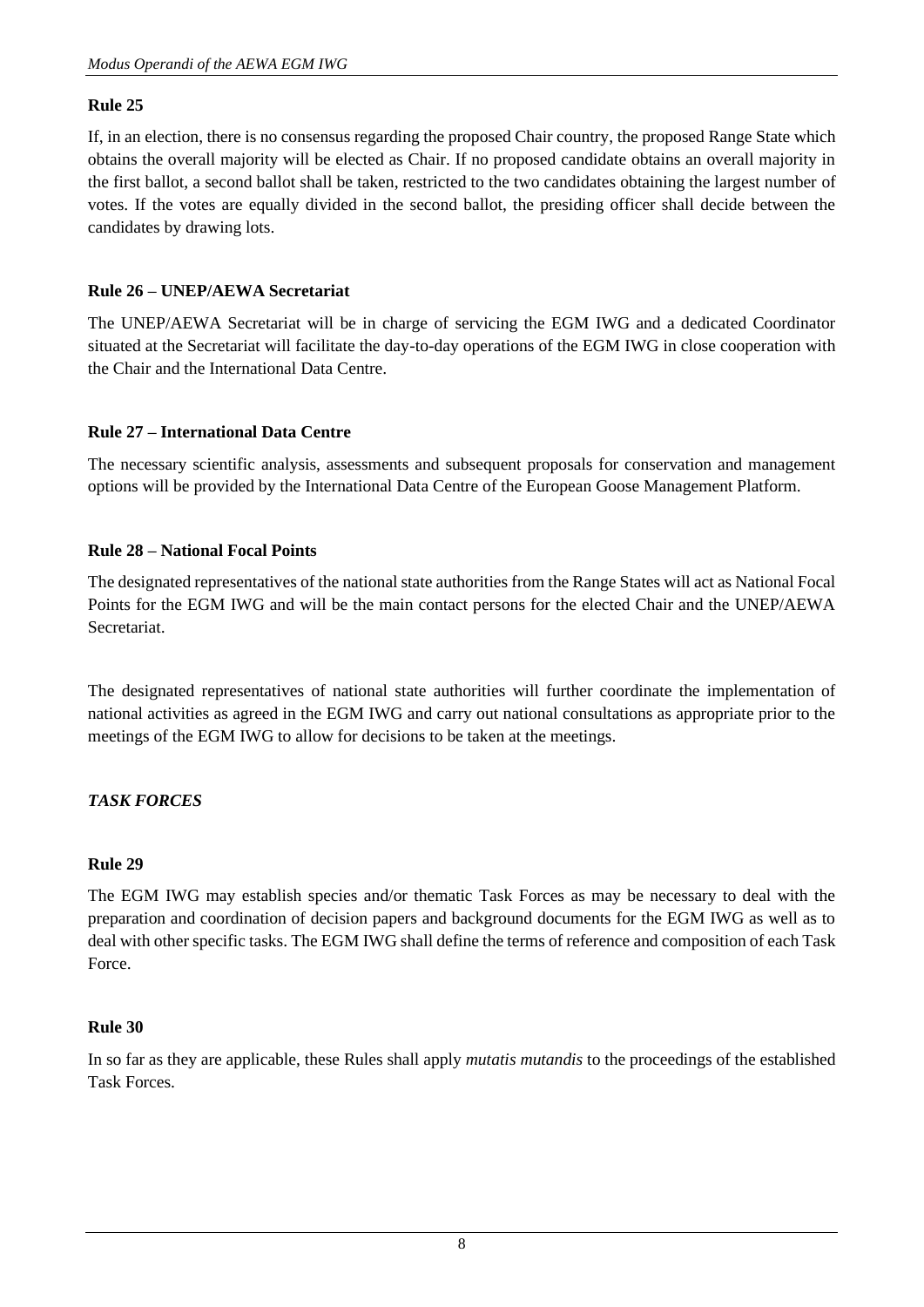**Rule 25**

If, in an election, there is no consensus regarding the proposed Chair country, the proposed Range State which obtains the overall majority will be elected as Chair. If no proposed candidate obtains an overall majority in the first ballot, a second ballot shall be taken, restricted to the two candidates obtaining the largest number of votes. If the votes are equally divided in the second ballot, the presiding officer shall decide between the candidates by drawing lots.

**Rule 26 – UNEP/AEWA Secretariat**

The UNEP/AEWA Secretariat will be in charge of servicing the EGM IWG and a dedicated Coordinator situated at the Secretariat will facilitate the day-to-day operations of the EGM IWG in close cooperation with the Chair and the International Data Centre.

**Rule 27 – International Data Centre**

The necessary scientific analysis, assessments and subsequent proposals for conservation and management options will be provided by the International Data Centre of the European Goose Management Platform.

**Rule 28 – National Focal Points**

The designated representatives of the national state authorities from the Range States will act as National Focal Points for the EGM IWG and will be the main contact persons for the elected Chair and the UNEP/AEWA Secretariat.

The designated representatives of national state authorities will further coordinate the implementation of national activities as agreed in the EGM IWG and carry out national consultations as appropriate prior to the meetings of the EGM IWG to allow for decisions to be taken at the meetings.

***TASK FORCES***

**Rule 29**

The EGM IWG may establish species and/or thematic Task Forces as may be necessary to deal with the preparation and coordination of decision papers and background documents for the EGM IWG as well as to deal with other specific tasks. The EGM IWG shall define the terms of reference and composition of each Task Force.

**Rule 30**

In so far as they are applicable, these Rules shall apply *mutatis mutandis* to the proceedings of the established Task Forces.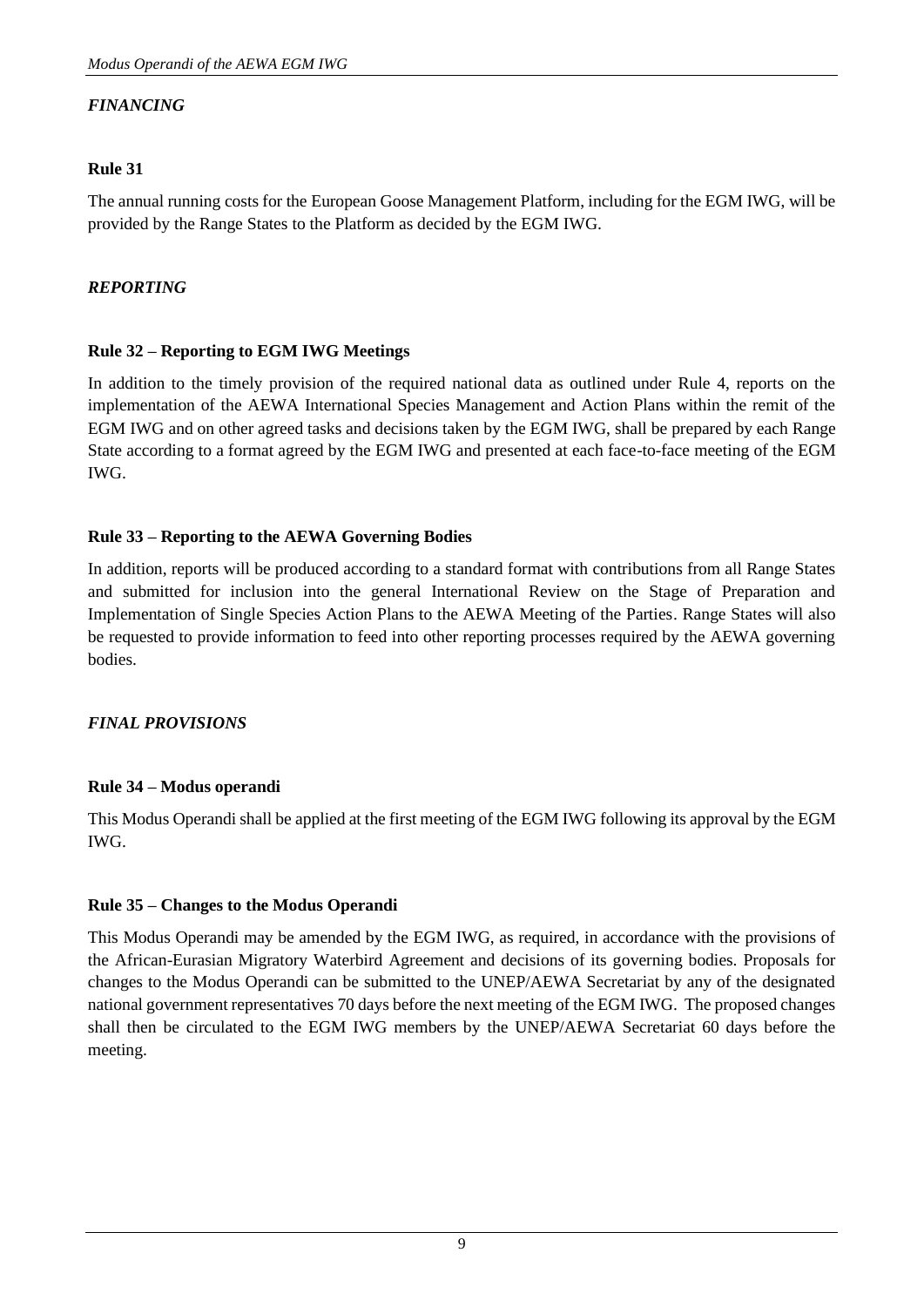*FINANCING*

**Rule 31**

The annual running costs for the European Goose Management Platform, including for the EGM IWG, will be provided by the Range States to the Platform as decided by the EGM IWG.

*REPORTING*

**Rule 32 – Reporting to EGM IWG Meetings**

In addition to the timely provision of the required national data as outlined under Rule 4, reports on the implementation of the AEWA International Species Management and Action Plans within the remit of the EGM IWG and on other agreed tasks and decisions taken by the EGM IWG, shall be prepared by each Range State according to a format agreed by the EGM IWG and presented at each face-to-face meeting of the EGM IWG.

**Rule 33 – Reporting to the AEWA Governing Bodies**

In addition, reports will be produced according to a standard format with contributions from all Range States and submitted for inclusion into the general International Review on the Stage of Preparation and Implementation of Single Species Action Plans to the AEWA Meeting of the Parties. Range States will also be requested to provide information to feed into other reporting processes required by the AEWA governing bodies.

*FINAL PROVISIONS*

**Rule 34 – Modus operandi**

This Modus Operandi shall be applied at the first meeting of the EGM IWG following its approval by the EGM IWG.

**Rule 35 – Changes to the Modus Operandi**

This Modus Operandi may be amended by the EGM IWG, as required, in accordance with the provisions of the African-Eurasian Migratory Waterbird Agreement and decisions of its governing bodies. Proposals for changes to the Modus Operandi can be submitted to the UNEP/AEWA Secretariat by any of the designated national government representatives 70 days before the next meeting of the EGM IWG. The proposed changes shall then be circulated to the EGM IWG members by the UNEP/AEWA Secretariat 60 days before the meeting.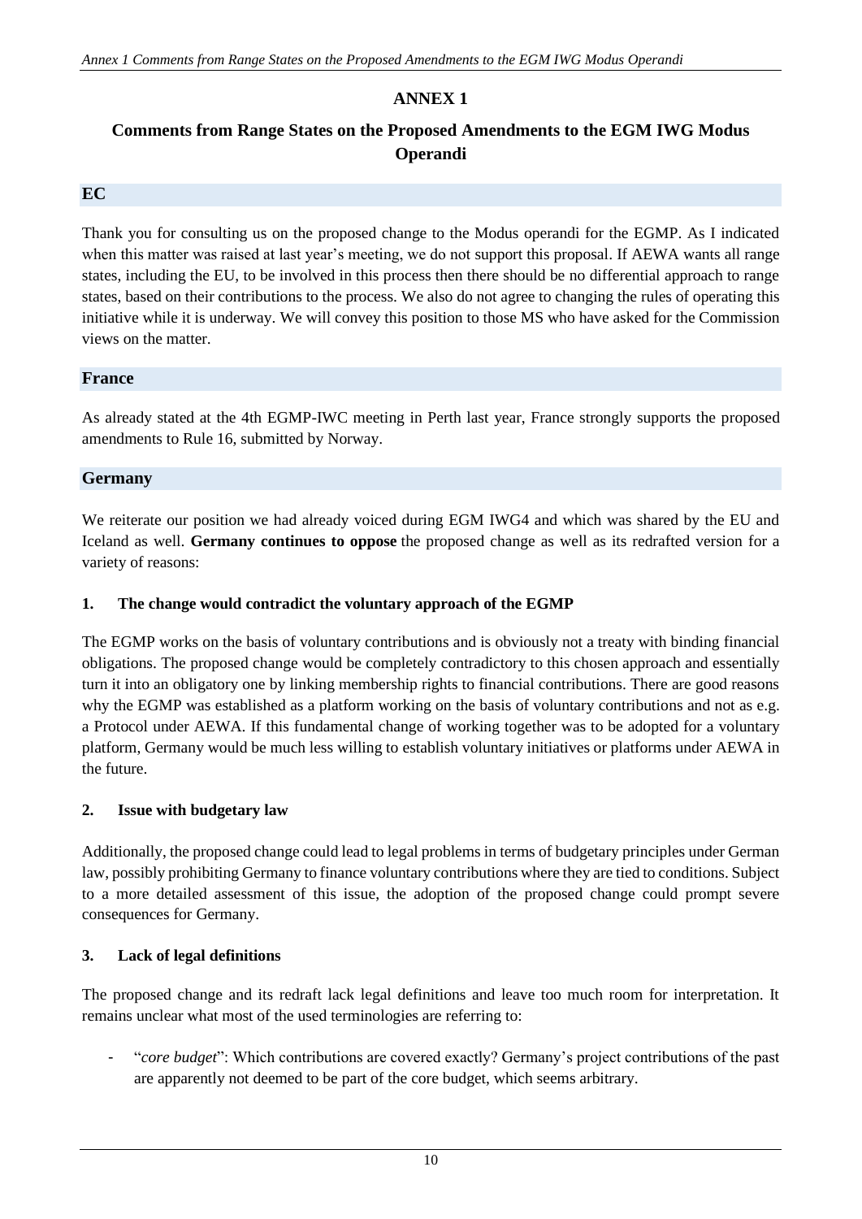# ANNEX 1

## Comments from Range States on the Proposed Amendments to the EGM IWG Modus Operandi

### EC

Thank you for consulting us on the proposed change to the Modus operandi for the EGMP. As I indicated when this matter was raised at last year's meeting, we do not support this proposal. If AEWA wants all range states, including the EU, to be involved in this process then there should be no differential approach to range states, based on their contributions to the process. We also do not agree to changing the rules of operating this initiative while it is underway. We will convey this position to those MS who have asked for the Commission views on the matter.

### France

As already stated at the 4th EGMP-IWC meeting in Perth last year, France strongly supports the proposed amendments to Rule 16, submitted by Norway.

### Germany

We reiterate our position we had already voiced during EGM IWG4 and which was shared by the EU and Iceland as well. **Germany continues to oppose** the proposed change as well as its redrafted version for a variety of reasons:

#### 1. The change would contradict the voluntary approach of the EGMP

The EGMP works on the basis of voluntary contributions and is obviously not a treaty with binding financial obligations. The proposed change would be completely contradictory to this chosen approach and essentially turn it into an obligatory one by linking membership rights to financial contributions. There are good reasons why the EGMP was established as a platform working on the basis of voluntary contributions and not as e.g. a Protocol under AEWA. If this fundamental change of working together was to be adopted for a voluntary platform, Germany would be much less willing to establish voluntary initiatives or platforms under AEWA in the future.

#### 2. Issue with budgetary law

Additionally, the proposed change could lead to legal problems in terms of budgetary principles under German law, possibly prohibiting Germany to finance voluntary contributions where they are tied to conditions. Subject to a more detailed assessment of this issue, the adoption of the proposed change could prompt severe consequences for Germany.

#### 3. Lack of legal definitions

The proposed change and its redraft lack legal definitions and leave too much room for interpretation. It remains unclear what most of the used terminologies are referring to:

- "*core budget*": Which contributions are covered exactly? Germany's project contributions of the past are apparently not deemed to be part of the core budget, which seems arbitrary.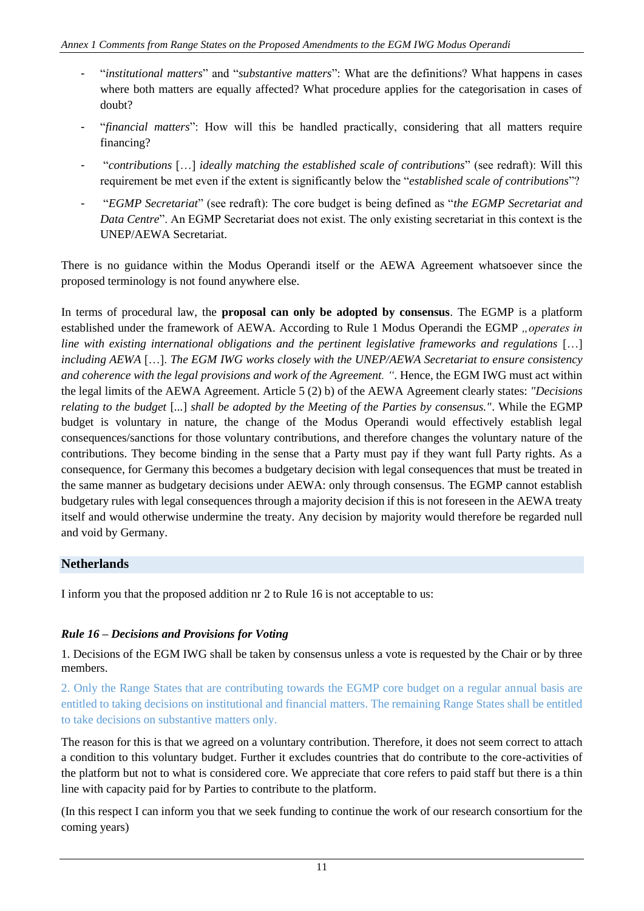- "*institutional matters*" and "*substantive matters*": What are the definitions? What happens in cases where both matters are equally affected? What procedure applies for the categorisation in cases of doubt?
- "*financial matters*": How will this be handled practically, considering that all matters require financing?
- "*contributions* […] *ideally matching the established scale of contributions*" (see redraft): Will this requirement be met even if the extent is significantly below the "*established scale of contributions*"?
- "*EGMP Secretariat*" (see redraft): The core budget is being defined as "*the EGMP Secretariat and Data Centre*". An EGMP Secretariat does not exist. The only existing secretariat in this context is the UNEP/AEWA Secretariat.

There is no guidance within the Modus Operandi itself or the AEWA Agreement whatsoever since the proposed terminology is not found anywhere else.

In terms of procedural law, the **proposal can only be adopted by consensus**. The EGMP is a platform established under the framework of AEWA. According to Rule 1 Modus Operandi the EGMP *„operates in line with existing international obligations and the pertinent legislative frameworks and regulations* […] *including AEWA* […]. *The EGM IWG works closely with the UNEP/AEWA Secretariat to ensure consistency and coherence with the legal provisions and work of the Agreement. "*. Hence, the EGM IWG must act within the legal limits of the AEWA Agreement. Article 5 (2) b) of the AEWA Agreement clearly states: *"Decisions relating to the budget* [...] *shall be adopted by the Meeting of the Parties by consensus."*. While the EGMP budget is voluntary in nature, the change of the Modus Operandi would effectively establish legal consequences/sanctions for those voluntary contributions, and therefore changes the voluntary nature of the contributions. They become binding in the sense that a Party must pay if they want full Party rights. As a consequence, for Germany this becomes a budgetary decision with legal consequences that must be treated in the same manner as budgetary decisions under AEWA: only through consensus. The EGMP cannot establish budgetary rules with legal consequences through a majority decision if this is not foreseen in the AEWA treaty itself and would otherwise undermine the treaty. Any decision by majority would therefore be regarded null and void by Germany.

## Netherlands

I inform you that the proposed addition nr 2 to Rule 16 is not acceptable to us:

### *Rule 16 – Decisions and Provisions for Voting*

1. Decisions of the EGM IWG shall be taken by consensus unless a vote is requested by the Chair or by three members.

2. Only the Range States that are contributing towards the EGMP core budget on a regular annual basis are entitled to taking decisions on institutional and financial matters. The remaining Range States shall be entitled to take decisions on substantive matters only.

The reason for this is that we agreed on a voluntary contribution. Therefore, it does not seem correct to attach a condition to this voluntary budget. Further it excludes countries that do contribute to the core-activities of the platform but not to what is considered core. We appreciate that core refers to paid staff but there is a thin line with capacity paid for by Parties to contribute to the platform.

(In this respect I can inform you that we seek funding to continue the work of our research consortium for the coming years)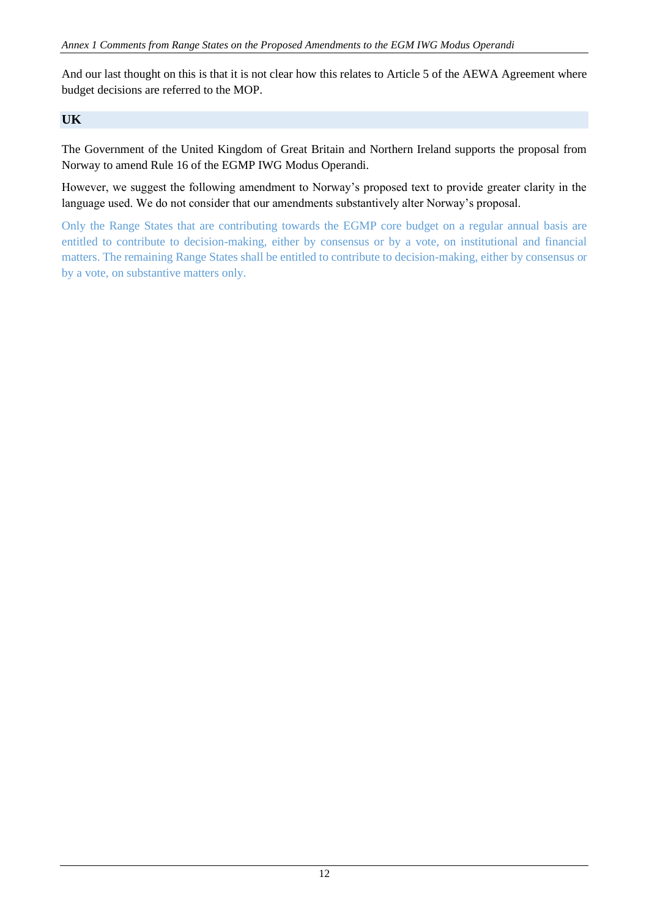And our last thought on this is that it is not clear how this relates to Article 5 of the AEWA Agreement where budget decisions are referred to the MOP.

## UK

The Government of the United Kingdom of Great Britain and Northern Ireland supports the proposal from Norway to amend Rule 16 of the EGMP IWG Modus Operandi.

However, we suggest the following amendment to Norway's proposed text to provide greater clarity in the language used. We do not consider that our amendments substantively alter Norway's proposal.

Only the Range States that are contributing towards the EGMP core budget on a regular annual basis are entitled to contribute to decision-making, either by consensus or by a vote, on institutional and financial matters. The remaining Range States shall be entitled to contribute to decision-making, either by consensus or by a vote, on substantive matters only.